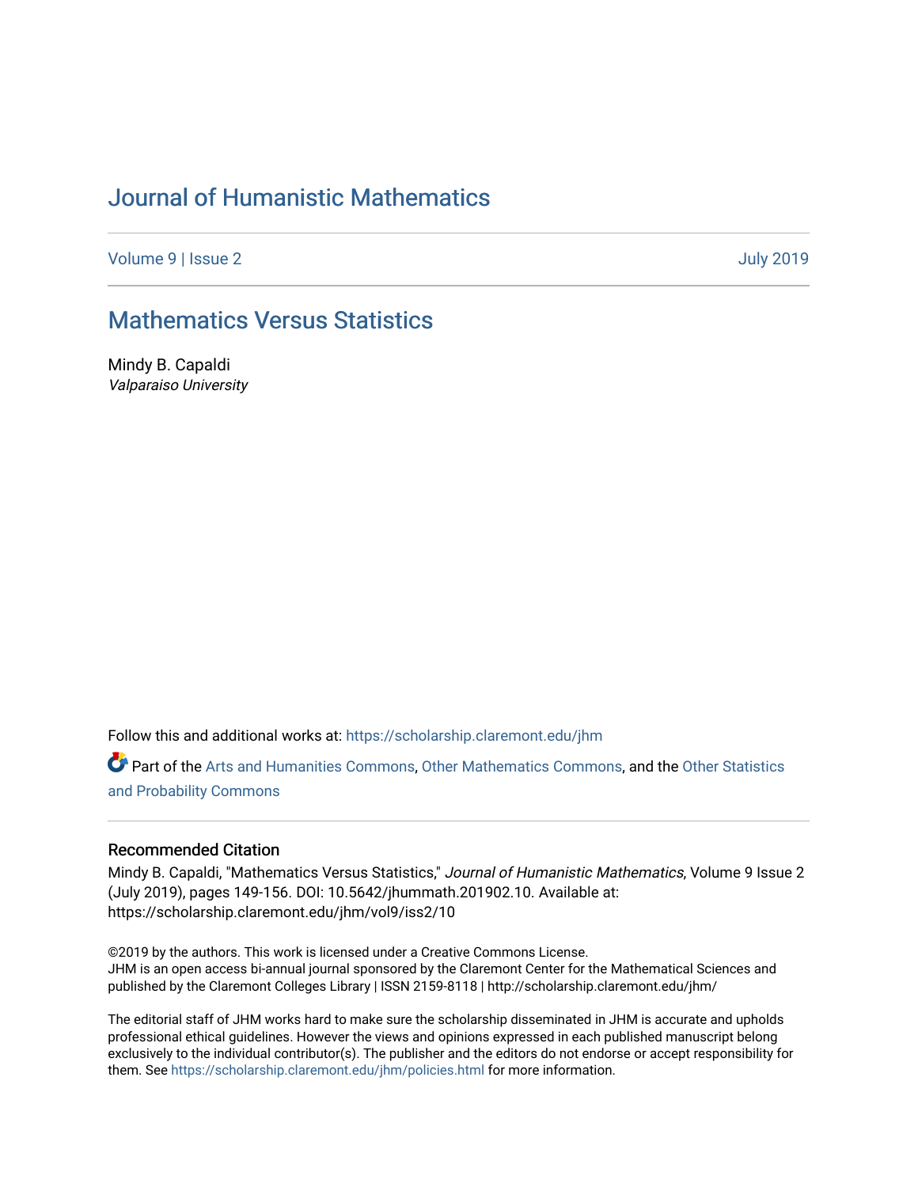# Journal of Humanistic Mathematics

Volume 9 | Issue 2 July 2019

## Mathematics Versus Statistics

Mindy B. Capaldi
*Valparaiso University*

Follow this and additional works at: https://scholarship.claremont.edu/jhm

Part of the Arts and Humanities Commons, Other Mathematics Commons, and the Other Statistics and Probability Commons

### Recommended Citation

Mindy B. Capaldi, "Mathematics Versus Statistics," *Journal of Humanistic Mathematics*, Volume 9 Issue 2 (July 2019), pages 149-156. DOI: 10.5642/jhummath.201902.10. Available at: https://scholarship.claremont.edu/jhm/vol9/iss2/10

©2019 by the authors. This work is licensed under a Creative Commons License.
JHM is an open access bi-annual journal sponsored by the Claremont Center for the Mathematical Sciences and published by the Claremont Colleges Library | ISSN 2159-8118 | http://scholarship.claremont.edu/jhm/

The editorial staff of JHM works hard to make sure the scholarship disseminated in JHM is accurate and upholds professional ethical guidelines. However the views and opinions expressed in each published manuscript belong exclusively to the individual contributor(s). The publisher and the editors do not endorse or accept responsibility for them. See https://scholarship.claremont.edu/jhm/policies.html for more information.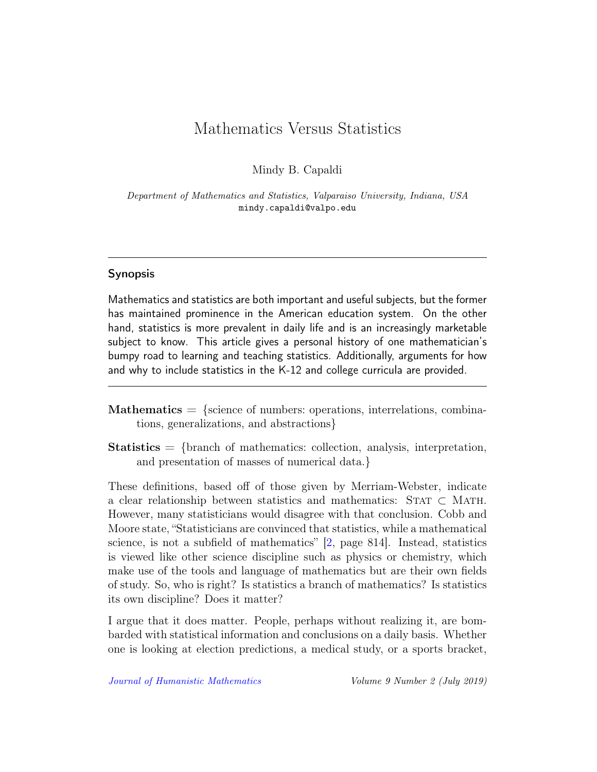# Mathematics Versus Statistics

Mindy B. Capaldi

*Department of Mathematics and Statistics, Valparaiso University, Indiana, USA*
mindy.capaldi@valpo.edu

---

## Synopsis

Mathematics and statistics are both important and useful subjects, but the former has maintained prominence in the American education system. On the other hand, statistics is more prevalent in daily life and is an increasingly marketable subject to know. This article gives a personal history of one mathematician's bumpy road to learning and teaching statistics. Additionally, arguments for how and why to include statistics in the K-12 and college curricula are provided.

---

**Mathematics** = {science of numbers: operations, interrelations, combinations, generalizations, and abstractions}

**Statistics** = {branch of mathematics: collection, analysis, interpretation, and presentation of masses of numerical data.}

These definitions, based off of those given by Merriam-Webster, indicate a clear relationship between statistics and mathematics: STAT $\subset$ MATH. However, many statisticians would disagree with that conclusion. Cobb and Moore state, "Statisticians are convinced that statistics, while a mathematical science, is not a subfield of mathematics" [2, page 814]. Instead, statistics is viewed like other science discipline such as physics or chemistry, which make use of the tools and language of mathematics but are their own fields of study. So, who is right? Is statistics a branch of mathematics? Is statistics its own discipline? Does it matter?

I argue that it does matter. People, perhaps without realizing it, are bombarded with statistical information and conclusions on a daily basis. Whether one is looking at election predictions, a medical study, or a sports bracket,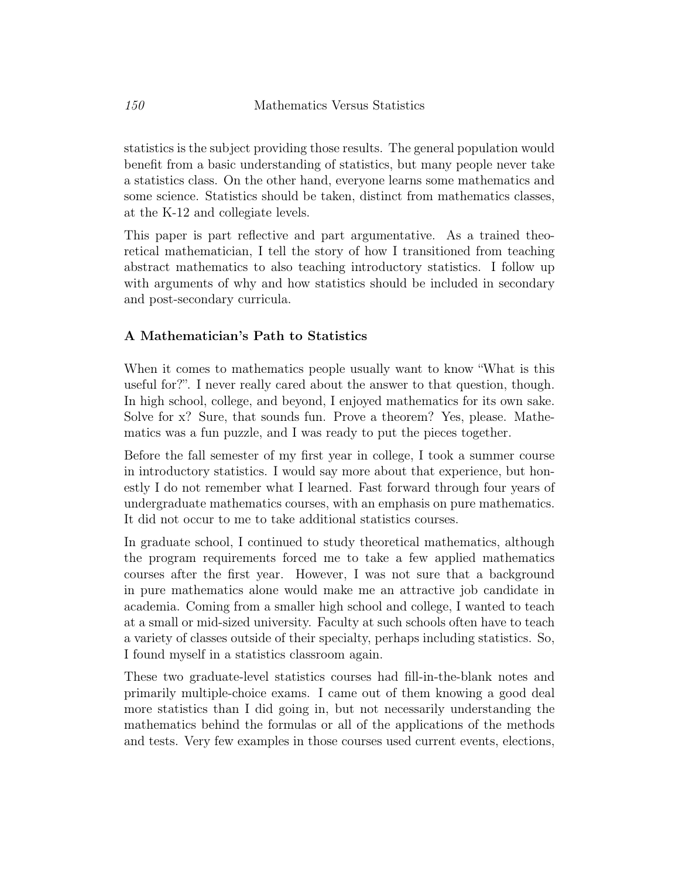statistics is the subject providing those results. The general population would benefit from a basic understanding of statistics, but many people never take a statistics class. On the other hand, everyone learns some mathematics and some science. Statistics should be taken, distinct from mathematics classes, at the K-12 and collegiate levels.

This paper is part reflective and part argumentative. As a trained theoretical mathematician, I tell the story of how I transitioned from teaching abstract mathematics to also teaching introductory statistics. I follow up with arguments of why and how statistics should be included in secondary and post-secondary curricula.

### A Mathematician's Path to Statistics

When it comes to mathematics people usually want to know "What is this useful for?". I never really cared about the answer to that question, though. In high school, college, and beyond, I enjoyed mathematics for its own sake. Solve for x? Sure, that sounds fun. Prove a theorem? Yes, please. Mathematics was a fun puzzle, and I was ready to put the pieces together.

Before the fall semester of my first year in college, I took a summer course in introductory statistics. I would say more about that experience, but honestly I do not remember what I learned. Fast forward through four years of undergraduate mathematics courses, with an emphasis on pure mathematics. It did not occur to me to take additional statistics courses.

In graduate school, I continued to study theoretical mathematics, although the program requirements forced me to take a few applied mathematics courses after the first year. However, I was not sure that a background in pure mathematics alone would make me an attractive job candidate in academia. Coming from a smaller high school and college, I wanted to teach at a small or mid-sized university. Faculty at such schools often have to teach a variety of classes outside of their specialty, perhaps including statistics. So, I found myself in a statistics classroom again.

These two graduate-level statistics courses had fill-in-the-blank notes and primarily multiple-choice exams. I came out of them knowing a good deal more statistics than I did going in, but not necessarily understanding the mathematics behind the formulas or all of the applications of the methods and tests. Very few examples in those courses used current events, elections,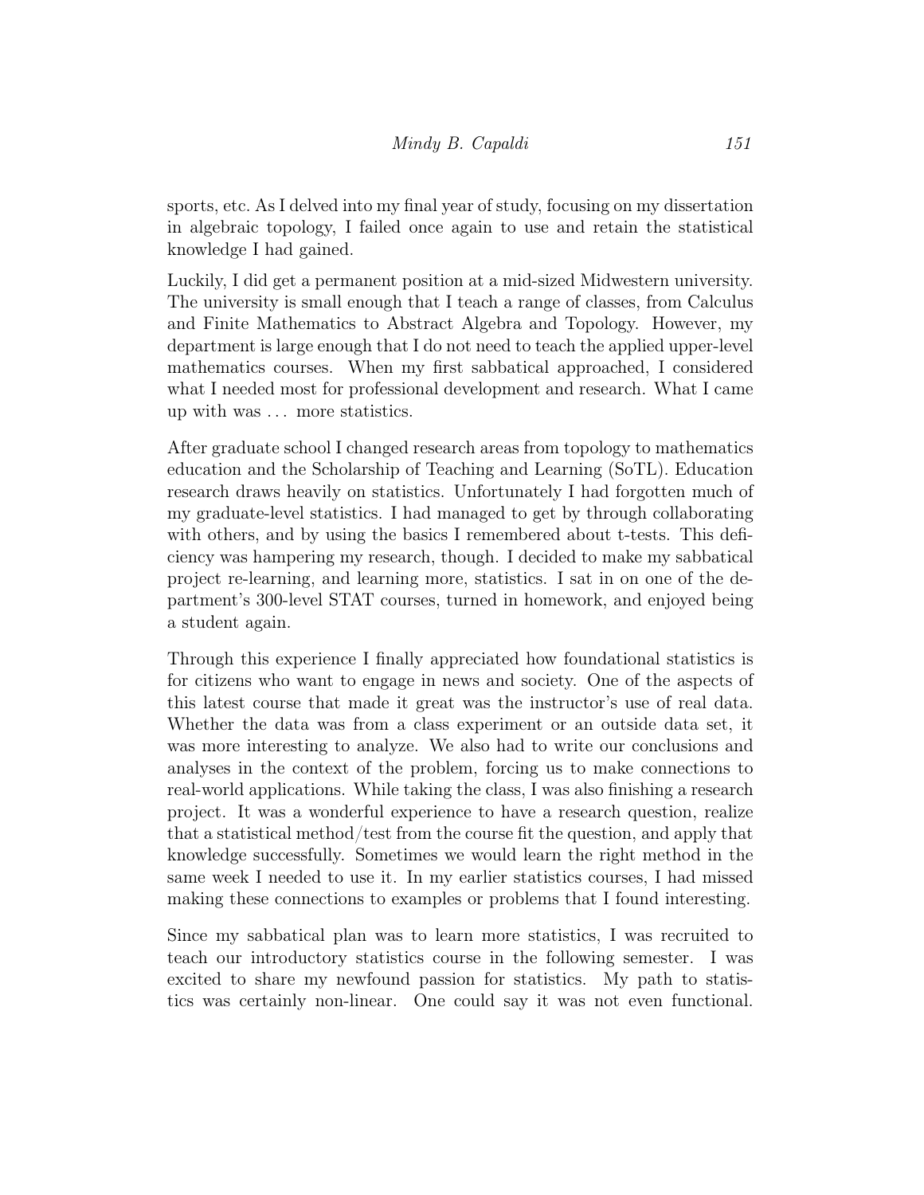sports, etc. As I delved into my final year of study, focusing on my dissertation in algebraic topology, I failed once again to use and retain the statistical knowledge I had gained.

Luckily, I did get a permanent position at a mid-sized Midwestern university. The university is small enough that I teach a range of classes, from Calculus and Finite Mathematics to Abstract Algebra and Topology. However, my department is large enough that I do not need to teach the applied upper-level mathematics courses. When my first sabbatical approached, I considered what I needed most for professional development and research. What I came up with was ... more statistics.

After graduate school I changed research areas from topology to mathematics education and the Scholarship of Teaching and Learning (SoTL). Education research draws heavily on statistics. Unfortunately I had forgotten much of my graduate-level statistics. I had managed to get by through collaborating with others, and by using the basics I remembered about t-tests. This deficiency was hampering my research, though. I decided to make my sabbatical project re-learning, and learning more, statistics. I sat in on one of the department's 300-level STAT courses, turned in homework, and enjoyed being a student again.

Through this experience I finally appreciated how foundational statistics is for citizens who want to engage in news and society. One of the aspects of this latest course that made it great was the instructor's use of real data. Whether the data was from a class experiment or an outside data set, it was more interesting to analyze. We also had to write our conclusions and analyses in the context of the problem, forcing us to make connections to real-world applications. While taking the class, I was also finishing a research project. It was a wonderful experience to have a research question, realize that a statistical method/test from the course fit the question, and apply that knowledge successfully. Sometimes we would learn the right method in the same week I needed to use it. In my earlier statistics courses, I had missed making these connections to examples or problems that I found interesting.

Since my sabbatical plan was to learn more statistics, I was recruited to teach our introductory statistics course in the following semester. I was excited to share my newfound passion for statistics. My path to statistics was certainly non-linear. One could say it was not even functional.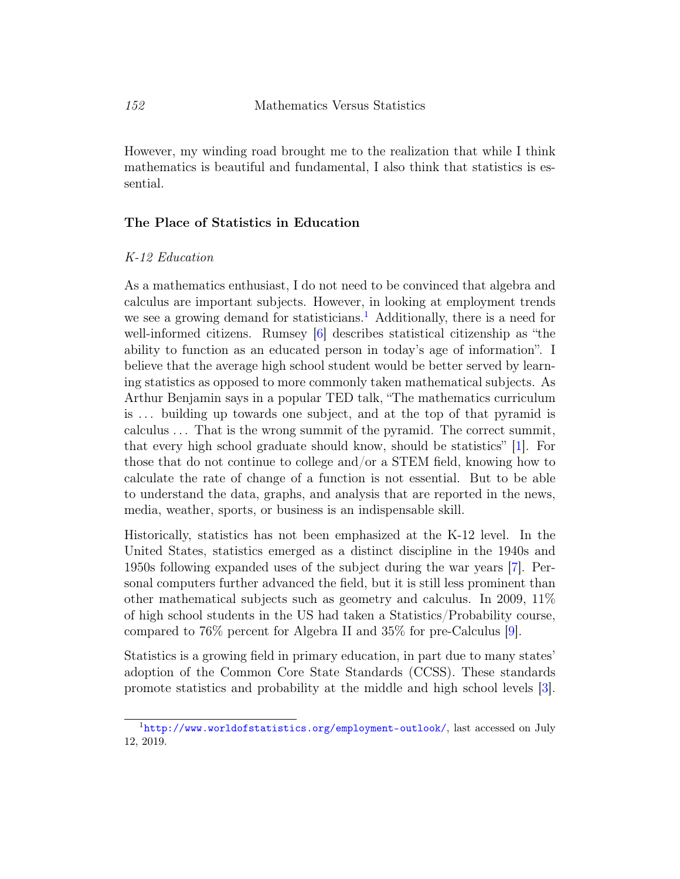However, my winding road brought me to the realization that while I think mathematics is beautiful and fundamental, I also think that statistics is essential.

## The Place of Statistics in Education

### *K-12 Education*

As a mathematics enthusiast, I do not need to be convinced that algebra and calculus are important subjects. However, in looking at employment trends we see a growing demand for statisticians.[1] Additionally, there is a need for well-informed citizens. Rumsey [6] describes statistical citizenship as "the ability to function as an educated person in today's age of information". I believe that the average high school student would be better served by learning statistics as opposed to more commonly taken mathematical subjects. As Arthur Benjamin says in a popular TED talk, "The mathematics curriculum is ... building up towards one subject, and at the top of that pyramid is calculus ... That is the wrong summit of the pyramid. The correct summit, that every high school graduate should know, should be statistics" [1]. For those that do not continue to college and/or a STEM field, knowing how to calculate the rate of change of a function is not essential. But to be able to understand the data, graphs, and analysis that are reported in the news, media, weather, sports, or business is an indispensable skill.

Historically, statistics has not been emphasized at the K-12 level. In the United States, statistics emerged as a distinct discipline in the 1940s and 1950s following expanded uses of the subject during the war years [7]. Personal computers further advanced the field, but it is still less prominent than other mathematical subjects such as geometry and calculus. In 2009, 11% of high school students in the US had taken a Statistics/Probability course, compared to 76% percent for Algebra II and 35% for pre-Calculus [9].

Statistics is a growing field in primary education, in part due to many states' adoption of the Common Core State Standards (CCSS). These standards promote statistics and probability at the middle and high school levels [3].

[1] http://www.worldofstatistics.org/employment-outlook/, last accessed on July 12, 2019.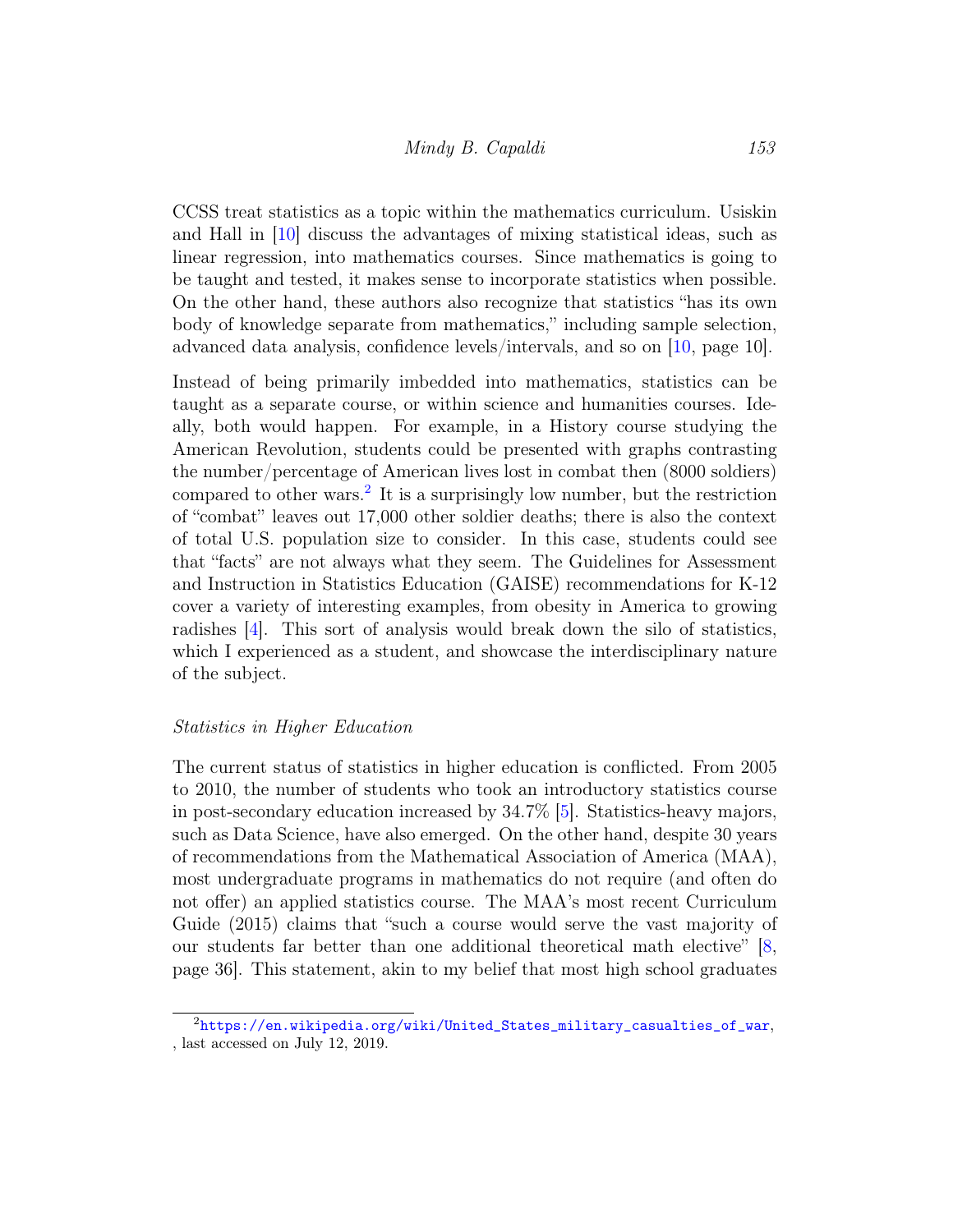CCSS treat statistics as a topic within the mathematics curriculum. Usiskin and Hall in [10] discuss the advantages of mixing statistical ideas, such as linear regression, into mathematics courses. Since mathematics is going to be taught and tested, it makes sense to incorporate statistics when possible. On the other hand, these authors also recognize that statistics "has its own body of knowledge separate from mathematics," including sample selection, advanced data analysis, confidence levels/intervals, and so on [10, page 10].

Instead of being primarily imbedded into mathematics, statistics can be taught as a separate course, or within science and humanities courses. Ideally, both would happen. For example, in a History course studying the American Revolution, students could be presented with graphs contrasting the number/percentage of American lives lost in combat then (8000 soldiers) compared to other wars.[2] It is a surprisingly low number, but the restriction of "combat" leaves out 17,000 other soldier deaths; there is also the context of total U.S. population size to consider. In this case, students could see that "facts" are not always what they seem. The Guidelines for Assessment and Instruction in Statistics Education (GAISE) recommendations for K-12 cover a variety of interesting examples, from obesity in America to growing radishes [4]. This sort of analysis would break down the silo of statistics, which I experienced as a student, and showcase the interdisciplinary nature of the subject.

*Statistics in Higher Education*

The current status of statistics in higher education is conflicted. From 2005 to 2010, the number of students who took an introductory statistics course in post-secondary education increased by 34.7% [5]. Statistics-heavy majors, such as Data Science, have also emerged. On the other hand, despite 30 years of recommendations from the Mathematical Association of America (MAA), most undergraduate programs in mathematics do not require (and often do not offer) an applied statistics course. The MAA's most recent Curriculum Guide (2015) claims that "such a course would serve the vast majority of our students far better than one additional theoretical math elective" [8, page 36]. This statement, akin to my belief that most high school graduates

[2] https://en.wikipedia.org/wiki/United_States_military_casualties_of_war, , last accessed on July 12, 2019.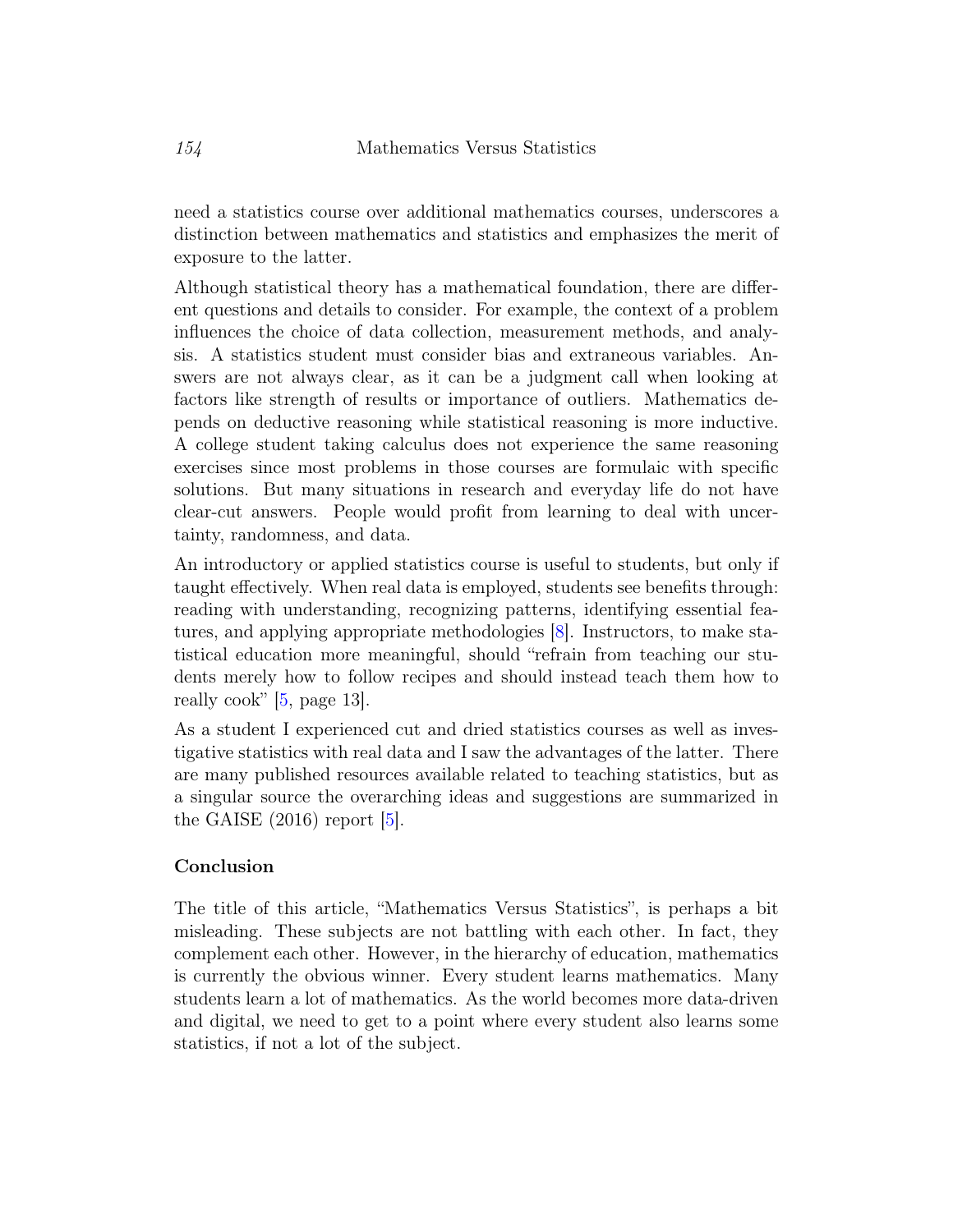need a statistics course over additional mathematics courses, underscores a distinction between mathematics and statistics and emphasizes the merit of exposure to the latter.

Although statistical theory has a mathematical foundation, there are different questions and details to consider. For example, the context of a problem influences the choice of data collection, measurement methods, and analysis. A statistics student must consider bias and extraneous variables. Answers are not always clear, as it can be a judgment call when looking at factors like strength of results or importance of outliers. Mathematics depends on deductive reasoning while statistical reasoning is more inductive. A college student taking calculus does not experience the same reasoning exercises since most problems in those courses are formulaic with specific solutions. But many situations in research and everyday life do not have clear-cut answers. People would profit from learning to deal with uncertainty, randomness, and data.

An introductory or applied statistics course is useful to students, but only if taught effectively. When real data is employed, students see benefits through: reading with understanding, recognizing patterns, identifying essential features, and applying appropriate methodologies [8]. Instructors, to make statistical education more meaningful, should "refrain from teaching our students merely how to follow recipes and should instead teach them how to really cook" [5, page 13].

As a student I experienced cut and dried statistics courses as well as investigative statistics with real data and I saw the advantages of the latter. There are many published resources available related to teaching statistics, but as a singular source the overarching ideas and suggestions are summarized in the GAISE (2016) report [5].

### Conclusion

The title of this article, "Mathematics Versus Statistics", is perhaps a bit misleading. These subjects are not battling with each other. In fact, they complement each other. However, in the hierarchy of education, mathematics is currently the obvious winner. Every student learns mathematics. Many students learn a lot of mathematics. As the world becomes more data-driven and digital, we need to get to a point where every student also learns some statistics, if not a lot of the subject.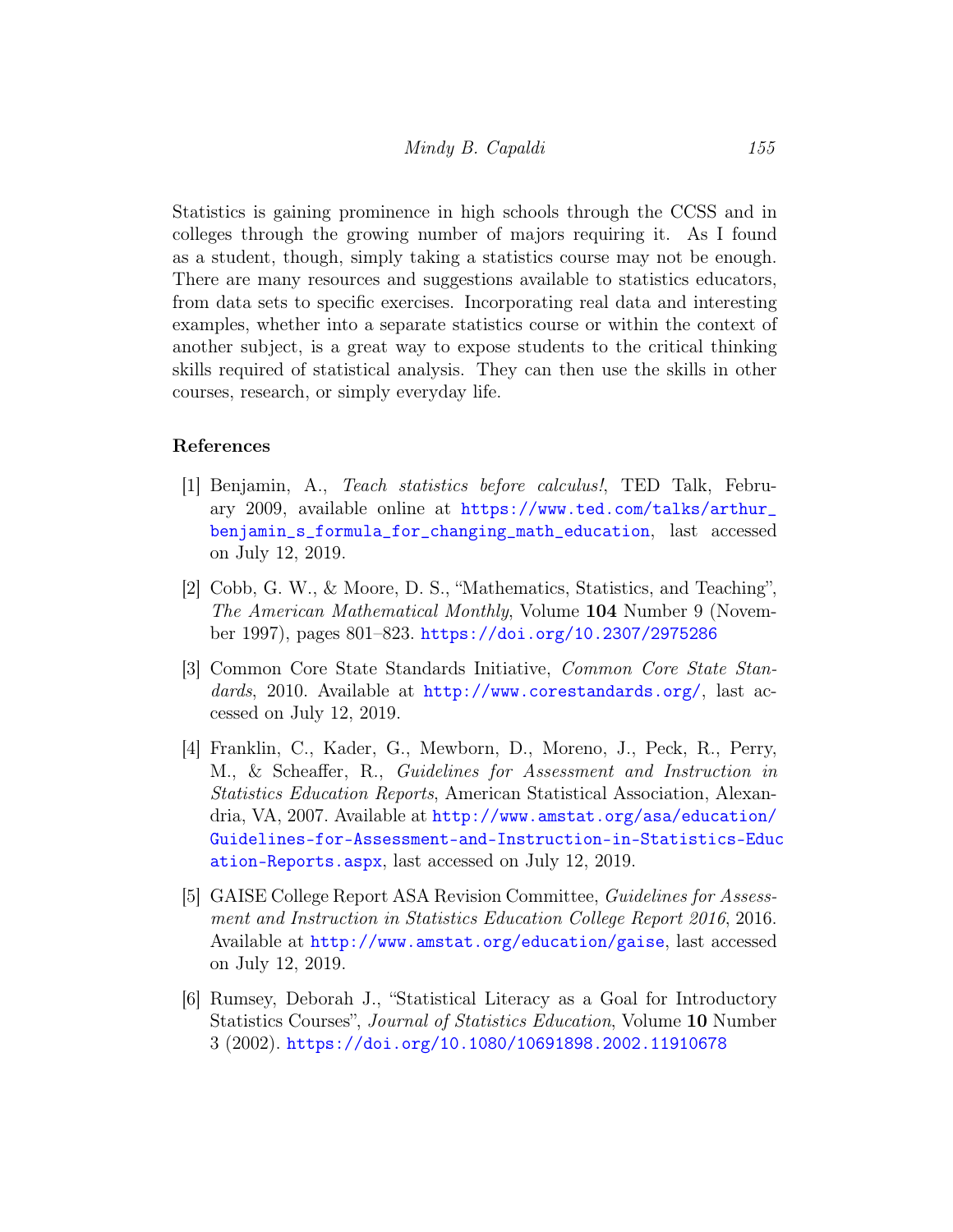Statistics is gaining prominence in high schools through the CCSS and in colleges through the growing number of majors requiring it. As I found as a student, though, simply taking a statistics course may not be enough. There are many resources and suggestions available to statistics educators, from data sets to specific exercises. Incorporating real data and interesting examples, whether into a separate statistics course or within the context of another subject, is a great way to expose students to the critical thinking skills required of statistical analysis. They can then use the skills in other courses, research, or simply everyday life.

## References

[1] Benjamin, A., *Teach statistics before calculus!*, TED Talk, February 2009, available online at https://www.ted.com/talks/arthur_benjamin_s_formula_for_changing_math_education, last accessed on July 12, 2019.

[2] Cobb, G. W., & Moore, D. S., "Mathematics, Statistics, and Teaching", *The American Mathematical Monthly*, Volume **104** Number 9 (November 1997), pages 801–823. https://doi.org/10.2307/2975286

[3] Common Core State Standards Initiative, *Common Core State Standards*, 2010. Available at http://www.corestandards.org/, last accessed on July 12, 2019.

[4] Franklin, C., Kader, G., Mewborn, D., Moreno, J., Peck, R., Perry, M., & Scheaffer, R., *Guidelines for Assessment and Instruction in Statistics Education Reports*, American Statistical Association, Alexandria, VA, 2007. Available at http://www.amstat.org/asa/education/Guidelines-for-Assessment-and-Instruction-in-Statistics-Education-Reports.aspx, last accessed on July 12, 2019.

[5] GAISE College Report ASA Revision Committee, *Guidelines for Assessment and Instruction in Statistics Education College Report 2016*, 2016. Available at http://www.amstat.org/education/gaise, last accessed on July 12, 2019.

[6] Rumsey, Deborah J., "Statistical Literacy as a Goal for Introductory Statistics Courses", *Journal of Statistics Education*, Volume **10** Number 3 (2002). https://doi.org/10.1080/10691898.2002.11910678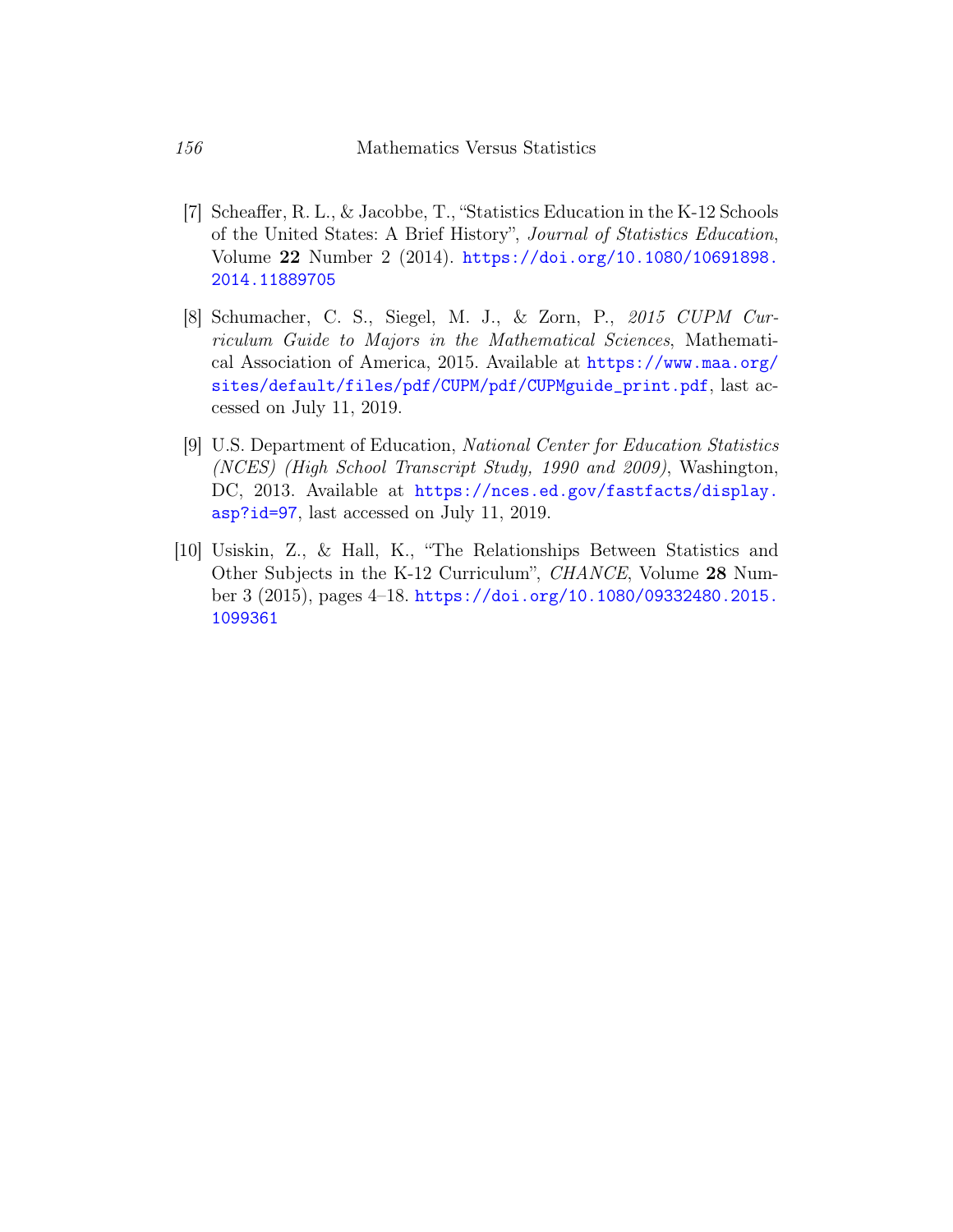[7] Scheaffer, R. L., & Jacobbe, T., "Statistics Education in the K-12 Schools of the United States: A Brief History", *Journal of Statistics Education*, Volume **22** Number 2 (2014). https://doi.org/10.1080/10691898.2014.11889705

[8] Schumacher, C. S., Siegel, M. J., & Zorn, P., *2015 CUPM Curriculum Guide to Majors in the Mathematical Sciences*, Mathematical Association of America, 2015. Available at https://www.maa.org/sites/default/files/pdf/CUPM/pdf/CUPMguide_print.pdf, last accessed on July 11, 2019.

[9] U.S. Department of Education, *National Center for Education Statistics (NCES) (High School Transcript Study, 1990 and 2009)*, Washington, DC, 2013. Available at https://nces.ed.gov/fastfacts/display.asp?id=97, last accessed on July 11, 2019.

[10] Usiskin, Z., & Hall, K., "The Relationships Between Statistics and Other Subjects in the K-12 Curriculum", *CHANCE*, Volume **28** Number 3 (2015), pages 4–18. https://doi.org/10.1080/09332480.2015.1099361